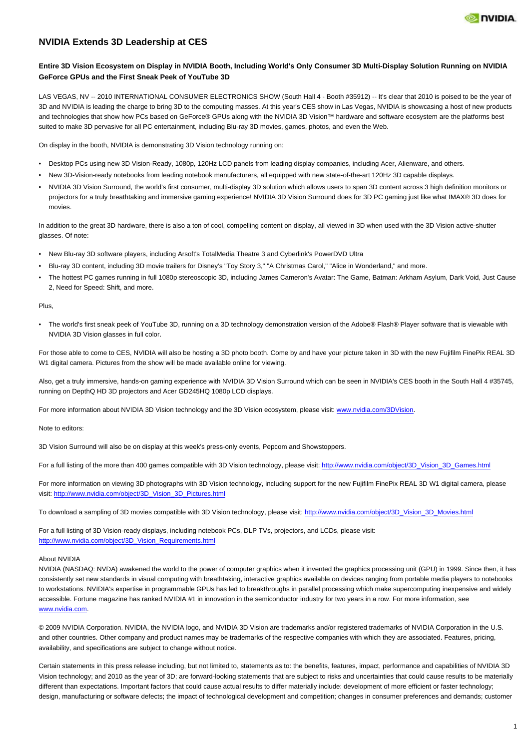# NVIDIA Extends 3D Leadership at CES

**Entire 3D Vision Ecosystem on Display in NVIDIA Booth, Including World's Only Consumer 3D Multi-Display Solution Running on NVIDIA GeForce GPUs and the First Sneak Peek of YouTube 3D**

LAS VEGAS, NV -- 2010 INTERNATIONAL CONSUMER ELECTRONICS SHOW (South Hall 4 - Booth #35912) -- It's clear that 2010 is poised to be the year of 3D and NVIDIA is leading the charge to bring 3D to the computing masses. At this year's CES show in Las Vegas, NVIDIA is showcasing a host of new products and technologies that show how PCs based on GeForce® GPUs along with the NVIDIA 3D Vision™ hardware and software ecosystem are the platforms best suited to make 3D pervasive for all PC entertainment, including Blu-ray 3D movies, games, photos, and even the Web.

On display in the booth, NVIDIA is demonstrating 3D Vision technology running on:

- Desktop PCs using new 3D Vision-Ready, 1080p, 120Hz LCD panels from leading display companies, including Acer, Alienware, and others.
- New 3D-Vision-ready notebooks from leading notebook manufacturers, all equipped with new state-of-the-art 120Hz 3D capable displays.
- NVIDIA 3D Vision Surround, the world's first consumer, multi-display 3D solution which allows users to span 3D content across 3 high definition monitors or projectors for a truly breathtaking and immersive gaming experience! NVIDIA 3D Vision Surround does for 3D PC gaming just like what IMAX® 3D does for movies.

In addition to the great 3D hardware, there is also a ton of cool, compelling content on display, all viewed in 3D when used with the 3D Vision active-shutter glasses. Of note:

- New Blu-ray 3D software players, including Arsoft's TotalMedia Theatre 3 and Cyberlink's PowerDVD Ultra
- Blu-ray 3D content, including 3D movie trailers for Disney's "Toy Story 3," "A Christmas Carol," "Alice in Wonderland," and more.
- The hottest PC games running in full 1080p stereoscopic 3D, including James Cameron's Avatar: The Game, Batman: Arkham Asylum, Dark Void, Just Cause 2, Need for Speed: Shift, and more.

Plus,

- The world's first sneak peek of YouTube 3D, running on a 3D technology demonstration version of the Adobe® Flash® Player software that is viewable with NVIDIA 3D Vision glasses in full color.

For those able to come to CES, NVIDIA will also be hosting a 3D photo booth. Come by and have your picture taken in 3D with the new Fujifilm FinePix REAL 3D W1 digital camera. Pictures from the show will be made available online for viewing.

Also, get a truly immersive, hands-on gaming experience with NVIDIA 3D Vision Surround which can be seen in NVIDIA's CES booth in the South Hall 4 #35745, running on DepthQ HD 3D projectors and Acer GD245HQ 1080p LCD displays.

For more information about NVIDIA 3D Vision technology and the 3D Vision ecosystem, please visit: [www.nvidia.com/3DVision](www.nvidia.com/3DVision).

Note to editors:

3D Vision Surround will also be on display at this week's press-only events, Pepcom and Showstoppers.

For a full listing of the more than 400 games compatible with 3D Vision technology, please visit: http://www.nvidia.com/object/3D_Vision_3D_Games.html

For more information on viewing 3D photographs with 3D Vision technology, including support for the new Fujifilm FinePix REAL 3D W1 digital camera, please visit: http://www.nvidia.com/object/3D_Vision_3D_Pictures.html

To download a sampling of 3D movies compatible with 3D Vision technology, please visit: http://www.nvidia.com/object/3D_Vision_3D_Movies.html

For a full listing of 3D Vision-ready displays, including notebook PCs, DLP TVs, projectors, and LCDs, please visit: http://www.nvidia.com/object/3D_Vision_Requirements.html

About NVIDIA
NVIDIA (NASDAQ: NVDA) awakened the world to the power of computer graphics when it invented the graphics processing unit (GPU) in 1999. Since then, it has consistently set new standards in visual computing with breathtaking, interactive graphics available on devices ranging from portable media players to notebooks to workstations. NVIDIA's expertise in programmable GPUs has led to breakthroughs in parallel processing which make supercomputing inexpensive and widely accessible. Fortune magazine has ranked NVIDIA #1 in innovation in the semiconductor industry for two years in a row. For more information, see [www.nvidia.com](www.nvidia.com).

© 2009 NVIDIA Corporation. NVIDIA, the NVIDIA logo, and NVIDIA 3D Vision are trademarks and/or registered trademarks of NVIDIA Corporation in the U.S. and other countries. Other company and product names may be trademarks of the respective companies with which they are associated. Features, pricing, availability, and specifications are subject to change without notice.

Certain statements in this press release including, but not limited to, statements as to: the benefits, features, impact, performance and capabilities of NVIDIA 3D Vision technology; and 2010 as the year of 3D; are forward-looking statements that are subject to risks and uncertainties that could cause results to be materially different than expectations. Important factors that could cause actual results to differ materially include: development of more efficient or faster technology; design, manufacturing or software defects; the impact of technological development and competition; changes in consumer preferences and demands; customer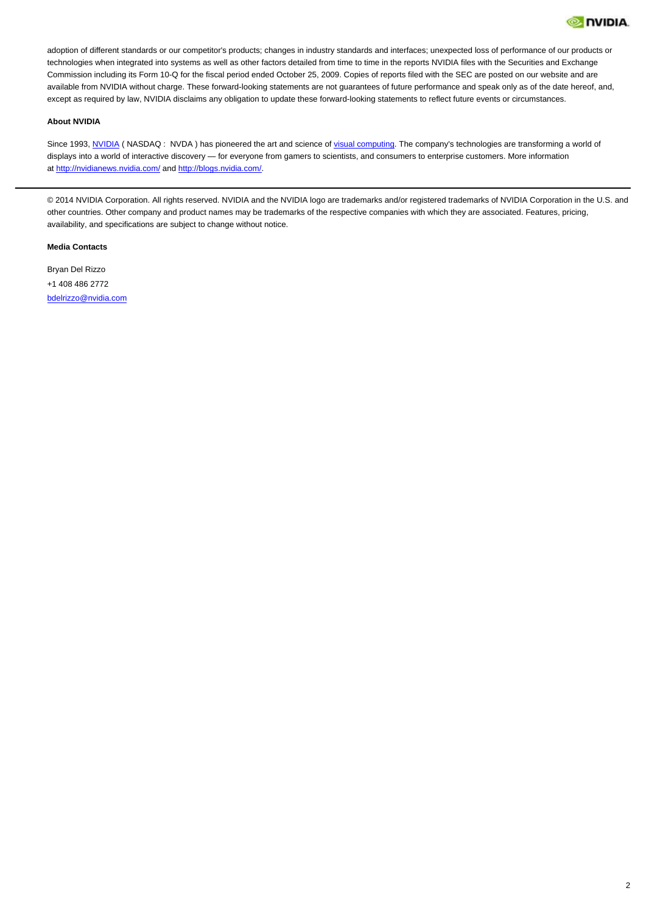adoption of different standards or our competitor's products; changes in industry standards and interfaces; unexpected loss of performance of our products or technologies when integrated into systems as well as other factors detailed from time to time in the reports NVIDIA files with the Securities and Exchange Commission including its Form 10-Q for the fiscal period ended October 25, 2009. Copies of reports filed with the SEC are posted on our website and are available from NVIDIA without charge. These forward-looking statements are not guarantees of future performance and speak only as of the date hereof, and, except as required by law, NVIDIA disclaims any obligation to update these forward-looking statements to reflect future events or circumstances.

**About NVIDIA**

Since 1993, NVIDIA ( NASDAQ : NVDA ) has pioneered the art and science of visual computing. The company's technologies are transforming a world of displays into a world of interactive discovery — for everyone from gamers to scientists, and consumers to enterprise customers. More information at http://nvidianews.nvidia.com/ and http://blogs.nvidia.com/.

---

© 2014 NVIDIA Corporation. All rights reserved. NVIDIA and the NVIDIA logo are trademarks and/or registered trademarks of NVIDIA Corporation in the U.S. and other countries. Other company and product names may be trademarks of the respective companies with which they are associated. Features, pricing, availability, and specifications are subject to change without notice.

**Media Contacts**

Bryan Del Rizzo

+1 408 486 2772

bdelrizzo@nvidia.com